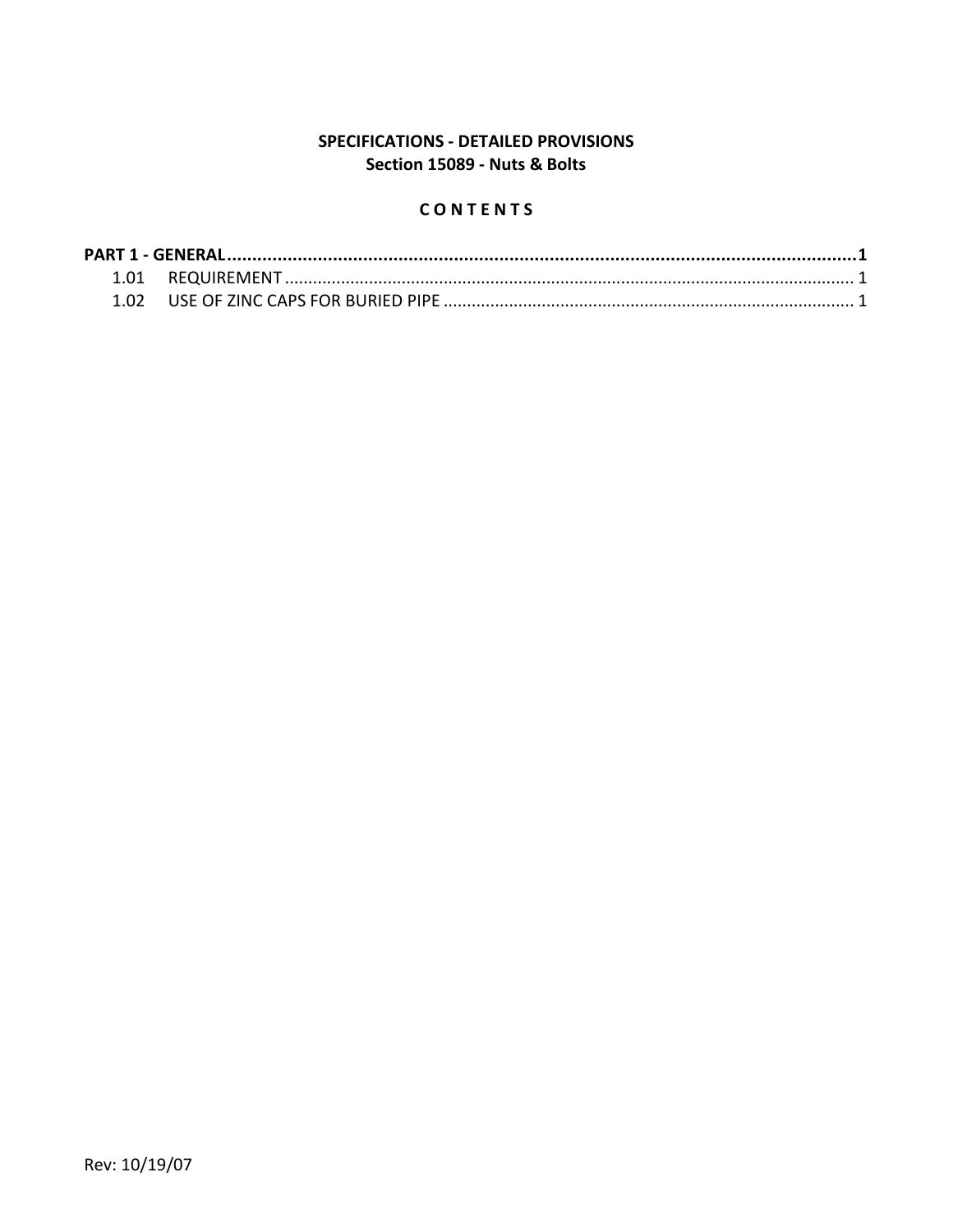**SPECIFICATIONS - DETAILED PROVISIONS**
**Section 15089 - Nuts & Bolts**

**C O N T E N T S**

**PART 1 - GENERAL..........................................................................................................................1**

1.01 REQUIREMENT ........................................................................................................................ 1

1.02 USE OF ZINC CAPS FOR BURIED PIPE ....................................................................................... 1

Rev: 10/19/07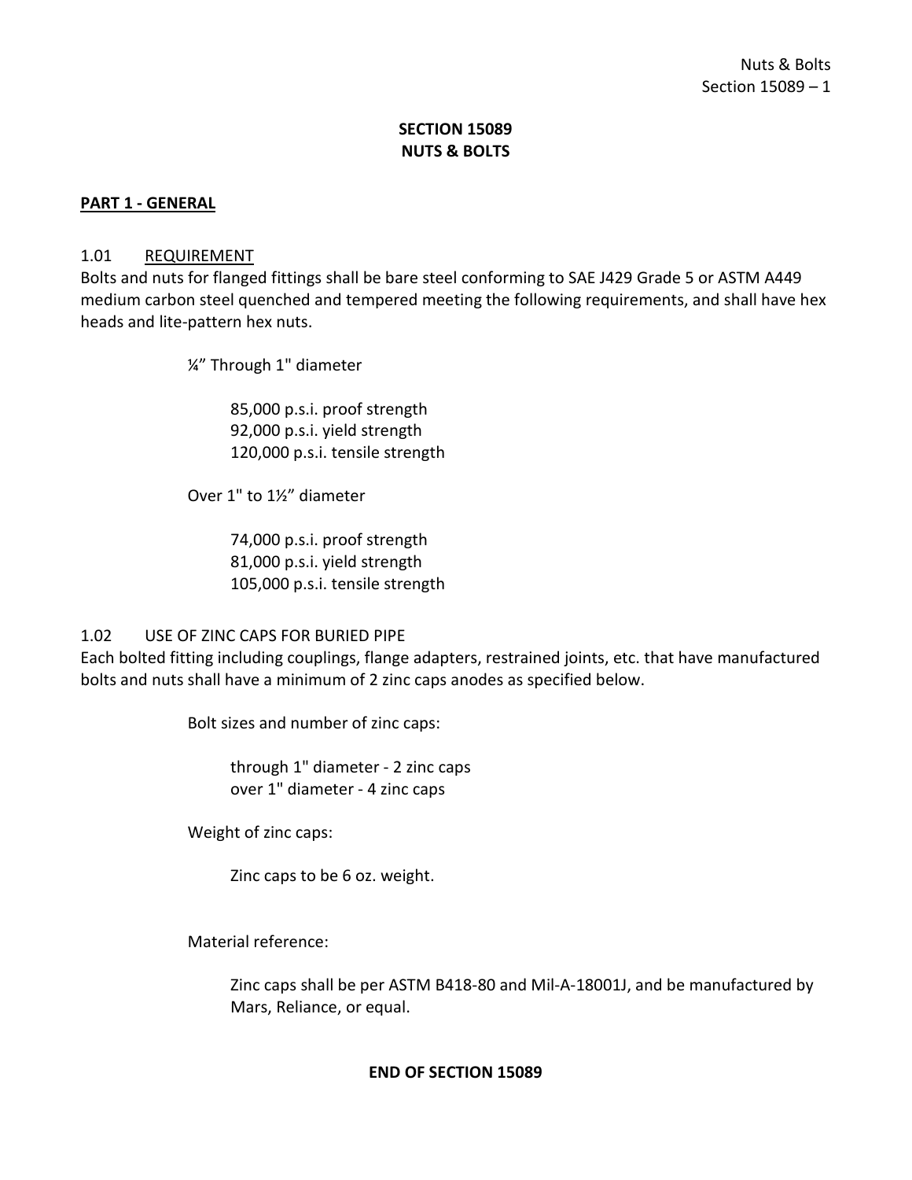# SECTION 15089
# NUTS & BOLTS

## PART 1 - GENERAL

### 1.01 REQUIREMENT

Bolts and nuts for flanged fittings shall be bare steel conforming to SAE J429 Grade 5 or ASTM A449 medium carbon steel quenched and tempered meeting the following requirements, and shall have hex heads and lite-pattern hex nuts.

¼" Through 1" diameter

85,000 p.s.i. proof strength
92,000 p.s.i. yield strength
120,000 p.s.i. tensile strength

Over 1" to 1½" diameter

74,000 p.s.i. proof strength
81,000 p.s.i. yield strength
105,000 p.s.i. tensile strength

### 1.02 USE OF ZINC CAPS FOR BURIED PIPE

Each bolted fitting including couplings, flange adapters, restrained joints, etc. that have manufactured bolts and nuts shall have a minimum of 2 zinc caps anodes as specified below.

Bolt sizes and number of zinc caps:

through 1" diameter - 2 zinc caps
over 1" diameter - 4 zinc caps

Weight of zinc caps:

Zinc caps to be 6 oz. weight.

Material reference:

Zinc caps shall be per ASTM B418-80 and Mil-A-18001J, and be manufactured by Mars, Reliance, or equal.

**END OF SECTION 15089**